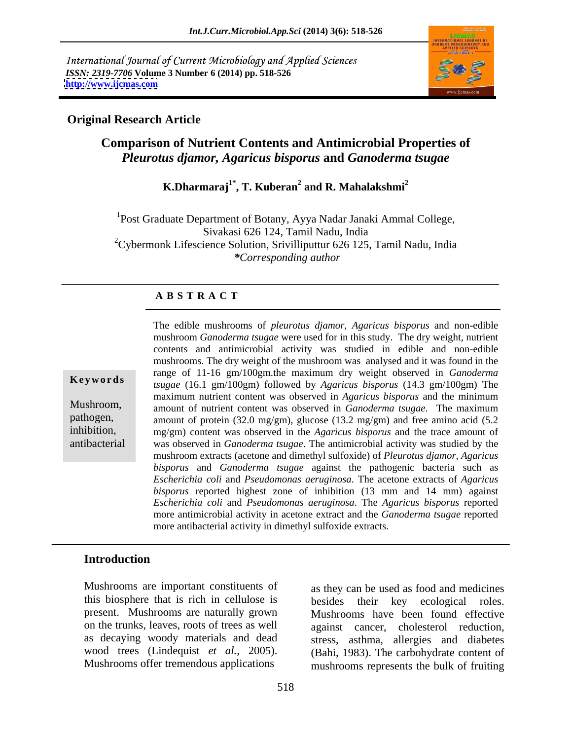International Journal of Current Microbiology and Applied Sciences
*ISSN: 2319-7706* **Volume 3 Number 6 (2014) pp. 518-526**
**http://www.ijcmas.com**

**Original Research Article**

# Comparison of Nutrient Contents and Antimicrobial Properties of *Pleurotus djamor, Agaricus bisporus* and *Ganoderma tsugae*

**K.Dharmaraj[1*], T. Kuberan[2] and R. Mahalakshmi[2]**

[1]Post Graduate Department of Botany, Ayya Nadar Janaki Ammal College, Sivakasi 626 124, Tamil Nadu, India
[2]Cybermonk Lifescience Solution, Srivilliputtur 626 125, Tamil Nadu, India
*\*Corresponding author*

## A B S T R A C T

**Keywords**

Mushroom, pathogen, inhibition, antibacterial

The edible mushrooms of *pleurotus djamor, Agaricus bisporus* and non-edible mushroom *Ganoderma tsugae* were used for in this study. The dry weight, nutrient contents and antimicrobial activity was studied in edible and non-edible mushrooms. The dry weight of the mushroom was analysed and it was found in the range of 11-16 gm/100gm.the maximum dry weight observed in *Ganoderma tsugae* (16.1 gm/100gm) followed by *Agaricus bisporus* (14.3 gm/100gm) The maximum nutrient content was observed in *Agaricus bisporus* and the minimum amount of nutrient content was observed in *Ganoderma tsugae*. The maximum amount of protein (32.0 mg/gm), glucose (13.2 mg/gm) and free amino acid (5.2 mg/gm) content was observed in the *Agaricus bisporus* and the trace amount of was observed in *Ganoderma tsugae*. The antimicrobial activity was studied by the mushroom extracts (acetone and dimethyl sulfoxide) of *Pleurotus djamor, Agaricus bisporus* and *Ganoderma tsugae* against the pathogenic bacteria such as *Escherichia coli* and *Pseudomonas aeruginosa*. The acetone extracts of *Agaricus bisporus* reported highest zone of inhibition (13 mm and 14 mm) against *Escherichia coli* and *Pseudomonas aeruginosa*. The *Agaricus bisporus* reported more antimicrobial activity in acetone extract and the *Ganoderma tsugae* reported more antibacterial activity in dimethyl sulfoxide extracts.

## Introduction

Mushrooms are important constituents of this biosphere that is rich in cellulose is present. Mushrooms are naturally grown on the trunks, leaves, roots of trees as well as decaying woody materials and dead wood trees (Lindequist *et al.,* 2005). Mushrooms offer tremendous applications as they can be used as food and medicines besides their key ecological roles. Mushrooms have been found effective against cancer, cholesterol reduction, stress, asthma, allergies and diabetes (Bahi, 1983). The carbohydrate content of mushrooms represents the bulk of fruiting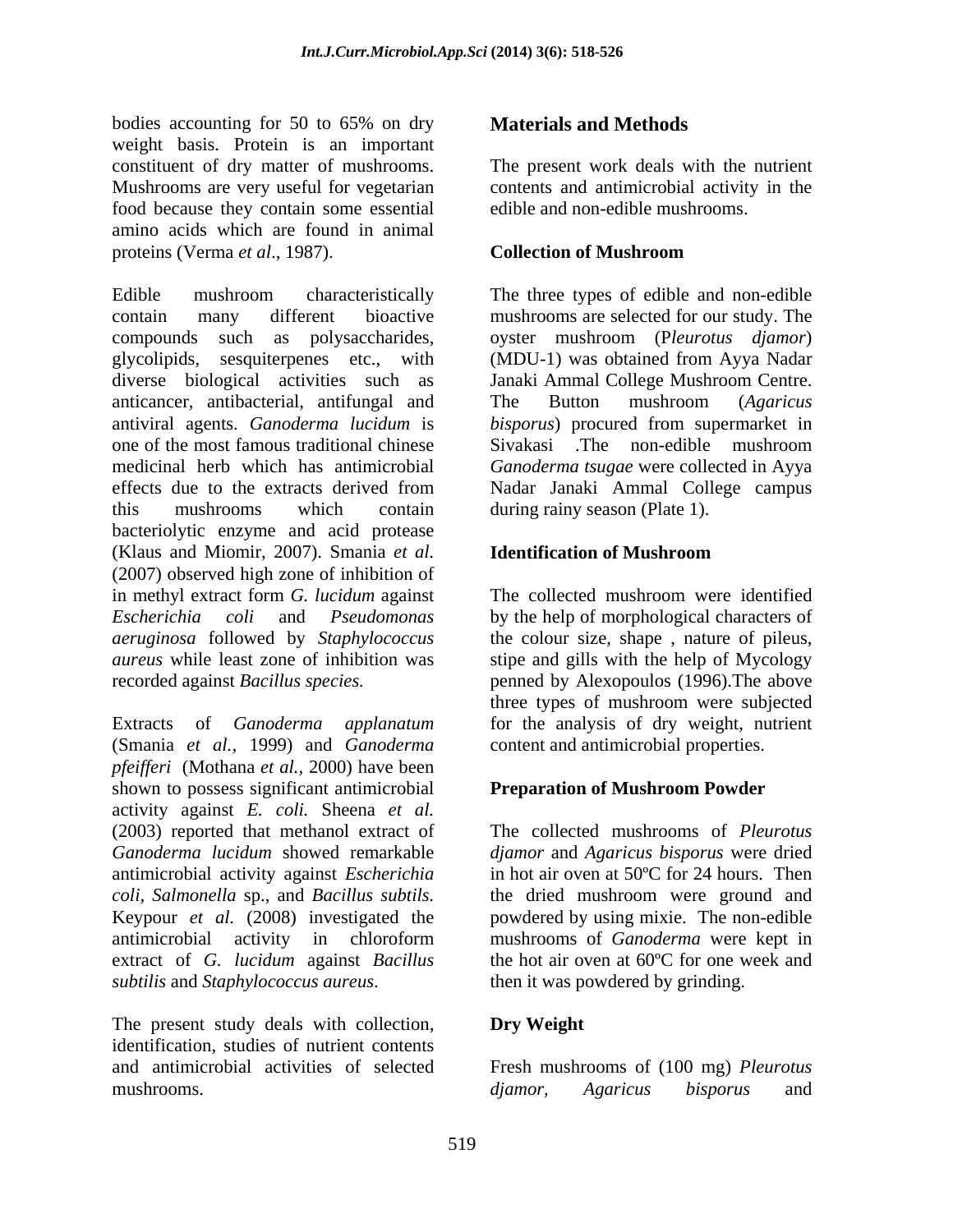bodies accounting for 50 to 65% on dry weight basis. Protein is an important constituent of dry matter of mushrooms. Mushrooms are very useful for vegetarian food because they contain some essential amino acids which are found in animal proteins (Verma *et al*., 1987).

Edible mushroom characteristically contain many different bioactive compounds such as polysaccharides, glycolipids, sesquiterpenes etc., with diverse biological activities such as anticancer, antibacterial, antifungal and antiviral agents. *Ganoderma lucidum* is one of the most famous traditional chinese medicinal herb which has antimicrobial effects due to the extracts derived from this mushrooms which contain bacteriolytic enzyme and acid protease (Klaus and Miomir, 2007). Smania *et al.* (2007) observed high zone of inhibition of in methyl extract form *G. lucidum* against *Escherichia coli* and *Pseudomonas aeruginosa* followed by *Staphylococcus aureus* while least zone of inhibition was recorded against *Bacillus species.*

Extracts of *Ganoderma applanatum* (Smania *et al.,* 1999) and *Ganoderma pfeifferi* (Mothana *et al.,* 2000) have been shown to possess significant antimicrobial activity against *E. coli.* Sheena *et al.* (2003) reported that methanol extract of *Ganoderma lucidum* showed remarkable antimicrobial activity against *Escherichia coli, Salmonella* sp., and *Bacillus subtils.* Keypour *et al.* (2008) investigated the antimicrobial activity in chloroform extract of *G. lucidum* against *Bacillus subtilis* and *Staphylococcus aureus*.

The present study deals with collection, identification, studies of nutrient contents and antimicrobial activities of selected mushrooms.

## Materials and Methods

The present work deals with the nutrient contents and antimicrobial activity in the edible and non-edible mushrooms.

### Collection of Mushroom

The three types of edible and non-edible mushrooms are selected for our study. The oyster mushroom (P*leurotus djamor*) (MDU-1) was obtained from Ayya Nadar Janaki Ammal College Mushroom Centre. The Button mushroom (*Agaricus bisporus*) procured from supermarket in Sivakasi .The non-edible mushroom *Ganoderma tsugae* were collected in Ayya Nadar Janaki Ammal College campus during rainy season (Plate 1).

### Identification of Mushroom

The collected mushroom were identified by the help of morphological characters of the colour size, shape , nature of pileus, stipe and gills with the help of Mycology penned by Alexopoulos (1996).The above three types of mushroom were subjected for the analysis of dry weight, nutrient content and antimicrobial properties.

### Preparation of Mushroom Powder

The collected mushrooms of *Pleurotus djamor* and *Agaricus bisporus* were dried in hot air oven at 50ºC for 24 hours. Then the dried mushroom were ground and powdered by using mixie. The non-edible mushrooms of *Ganoderma* were kept in the hot air oven at 60ºC for one week and then it was powdered by grinding.

### Dry Weight

Fresh mushrooms of (100 mg) *Pleurotus djamor, Agaricus bisporus* and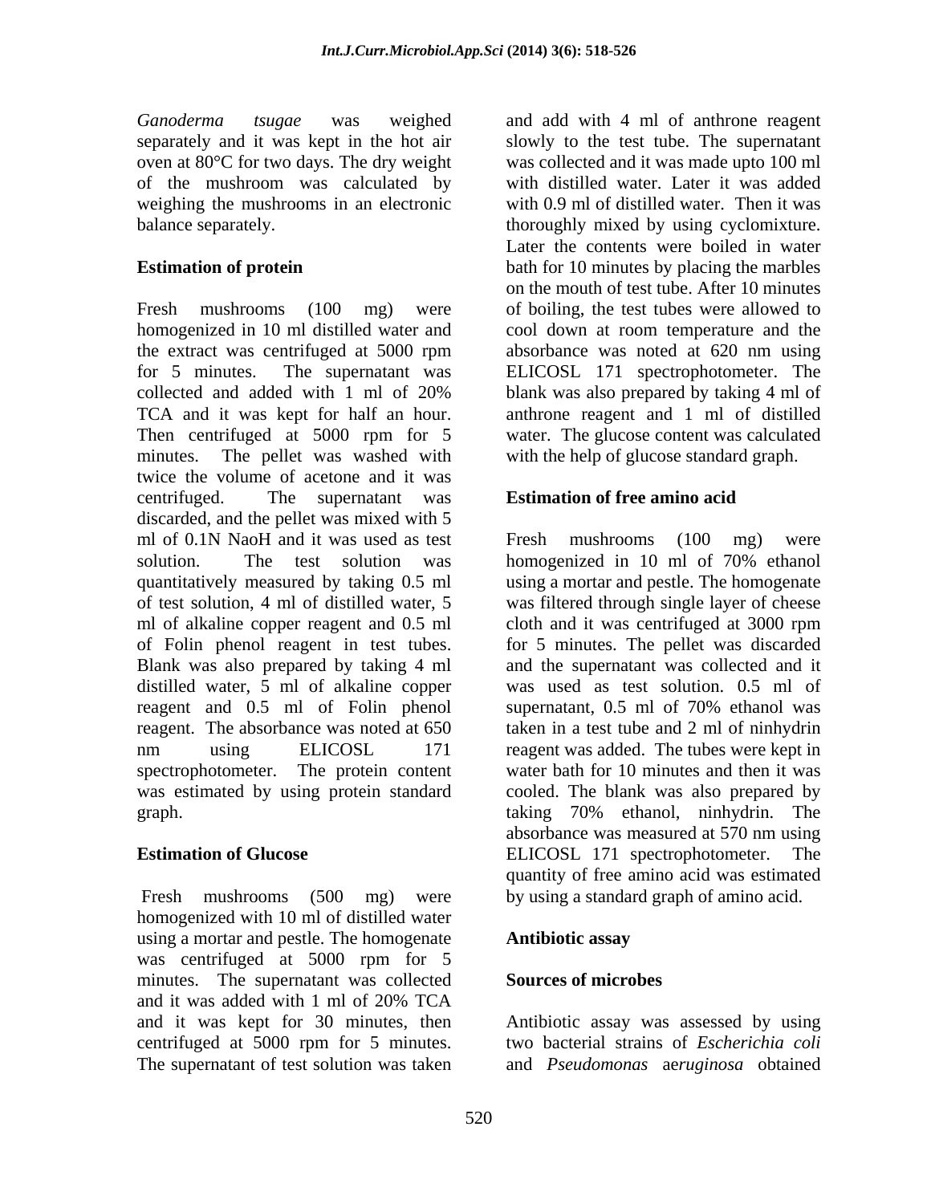*Ganoderma tsugae* was weighed separately and it was kept in the hot air oven at 80°C for two days. The dry weight of the mushroom was calculated by weighing the mushrooms in an electronic balance separately.

**Estimation of protein**

Fresh mushrooms (100 mg) were homogenized in 10 ml distilled water and the extract was centrifuged at 5000 rpm for 5 minutes. The supernatant was collected and added with 1 ml of 20% TCA and it was kept for half an hour. Then centrifuged at 5000 rpm for 5 minutes. The pellet was washed with twice the volume of acetone and it was centrifuged. The supernatant was discarded, and the pellet was mixed with 5 ml of 0.1N NaoH and it was used as test solution. The test solution was quantitatively measured by taking 0.5 ml of test solution, 4 ml of distilled water, 5 ml of alkaline copper reagent and 0.5 ml of Folin phenol reagent in test tubes. Blank was also prepared by taking 4 ml distilled water, 5 ml of alkaline copper reagent and 0.5 ml of Folin phenol reagent. The absorbance was noted at 650 nm using ELICOSL 171 spectrophotometer. The protein content was estimated by using protein standard graph.

**Estimation of Glucose**

Fresh mushrooms (500 mg) were homogenized with 10 ml of distilled water using a mortar and pestle. The homogenate was centrifuged at 5000 rpm for 5 minutes. The supernatant was collected and it was added with 1 ml of 20% TCA and it was kept for 30 minutes, then centrifuged at 5000 rpm for 5 minutes. The supernatant of test solution was taken and add with 4 ml of anthrone reagent slowly to the test tube. The supernatant was collected and it was made upto 100 ml with distilled water. Later it was added with 0.9 ml of distilled water. Then it was thoroughly mixed by using cyclomixture. Later the contents were boiled in water bath for 10 minutes by placing the marbles on the mouth of test tube. After 10 minutes of boiling, the test tubes were allowed to cool down at room temperature and the absorbance was noted at 620 nm using ELICOSL 171 spectrophotometer. The blank was also prepared by taking 4 ml of anthrone reagent and 1 ml of distilled water. The glucose content was calculated with the help of glucose standard graph.

**Estimation of free amino acid**

Fresh mushrooms (100 mg) were homogenized in 10 ml of 70% ethanol using a mortar and pestle. The homogenate was filtered through single layer of cheese cloth and it was centrifuged at 3000 rpm for 5 minutes. The pellet was discarded and the supernatant was collected and it was used as test solution. 0.5 ml of supernatant, 0.5 ml of 70% ethanol was taken in a test tube and 2 ml of ninhydrin reagent was added. The tubes were kept in water bath for 10 minutes and then it was cooled. The blank was also prepared by taking 70% ethanol, ninhydrin. The absorbance was measured at 570 nm using ELICOSL 171 spectrophotometer. The quantity of free amino acid was estimated by using a standard graph of amino acid.

**Antibiotic assay**

**Sources of microbes**

Antibiotic assay was assessed by using two bacterial strains of *Escherichia coli* and *Pseudomonas aeruginosa* obtained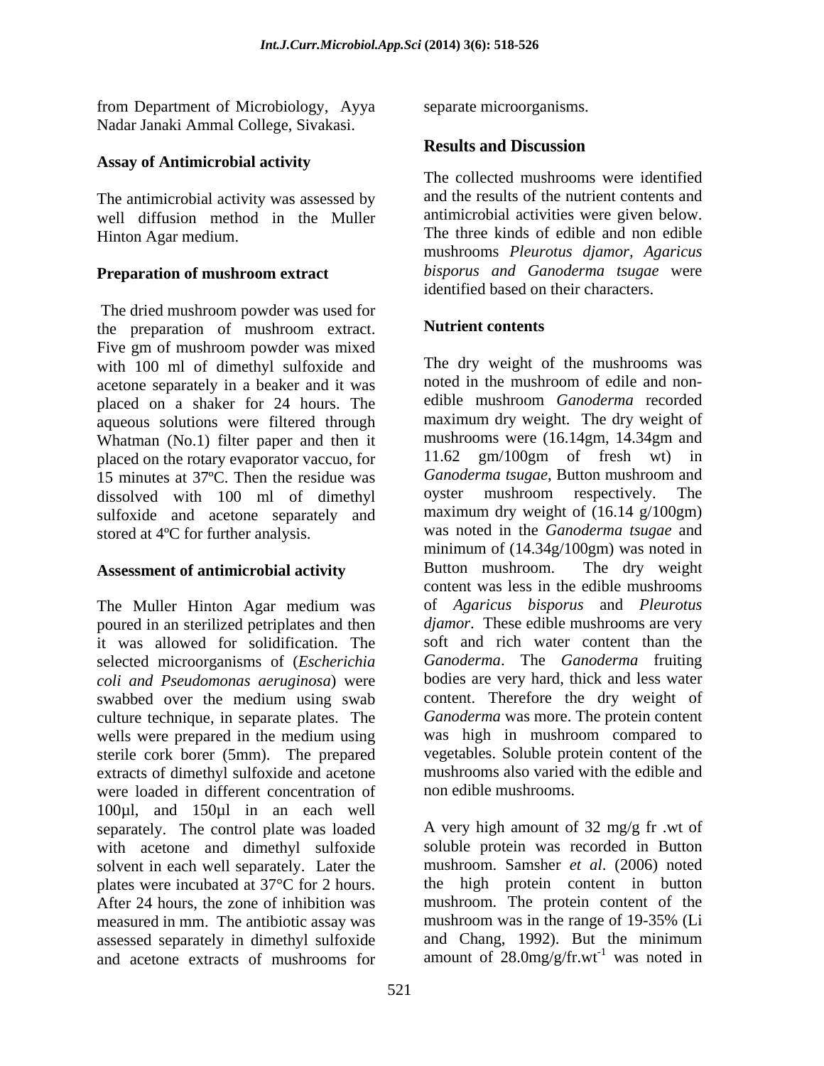from Department of Microbiology, Ayya Nadar Janaki Ammal College, Sivakasi.

### Assay of Antimicrobial activity

The antimicrobial activity was assessed by well diffusion method in the Muller Hinton Agar medium.

### Preparation of mushroom extract

The dried mushroom powder was used for the preparation of mushroom extract. Five gm of mushroom powder was mixed with 100 ml of dimethyl sulfoxide and acetone separately in a beaker and it was placed on a shaker for 24 hours. The aqueous solutions were filtered through Whatman (No.1) filter paper and then it placed on the rotary evaporator vaccuo, for 15 minutes at 37ºC. Then the residue was dissolved with 100 ml of dimethyl sulfoxide and acetone separately and stored at 4ºC for further analysis.

### Assessment of antimicrobial activity

The Muller Hinton Agar medium was poured in an sterilized petriplates and then it was allowed for solidification. The selected microorganisms of (*Escherichia coli and Pseudomonas aeruginosa*) were swabbed over the medium using swab culture technique, in separate plates. The wells were prepared in the medium using sterile cork borer (5mm). The prepared extracts of dimethyl sulfoxide and acetone were loaded in different concentration of 100µl, and 150µl in an each well separately. The control plate was loaded with acetone and dimethyl sulfoxide solvent in each well separately. Later the plates were incubated at 37°C for 2 hours. After 24 hours, the zone of inhibition was measured in mm. The antibiotic assay was assessed separately in dimethyl sulfoxide and acetone extracts of mushrooms for separate microorganisms.

## Results and Discussion

The collected mushrooms were identified and the results of the nutrient contents and antimicrobial activities were given below. The three kinds of edible and non edible mushrooms *Pleurotus djamor, Agaricus bisporus and Ganoderma tsugae* were identified based on their characters.

### Nutrient contents

The dry weight of the mushrooms was noted in the mushroom of edile and non-edible mushroom *Ganoderma* recorded maximum dry weight. The dry weight of mushrooms were (16.14gm, 14.34gm and 11.62 gm/100gm of fresh wt) in *Ganoderma tsugae*, Button mushroom and oyster mushroom respectively. The maximum dry weight of (16.14 g/100gm) was noted in the *Ganoderma tsugae* and minimum of (14.34g/100gm) was noted in Button mushroom. The dry weight content was less in the edible mushrooms of *Agaricus bisporus* and *Pleurotus djamor*. These edible mushrooms are very soft and rich water content than the *Ganoderma*. The *Ganoderma* fruiting bodies are very hard, thick and less water content. Therefore the dry weight of *Ganoderma* was more. The protein content was high in mushroom compared to vegetables. Soluble protein content of the mushrooms also varied with the edible and non edible mushrooms.

A very high amount of 32 mg/g fr .wt of soluble protein was recorded in Button mushroom. Samsher *et al*. (2006) noted the high protein content in button mushroom. The protein content of the mushroom was in the range of 19-35% (Li and Chang, 1992). But the minimum amount of 28.0mg/g/fr.wt$^{-1}$ was noted in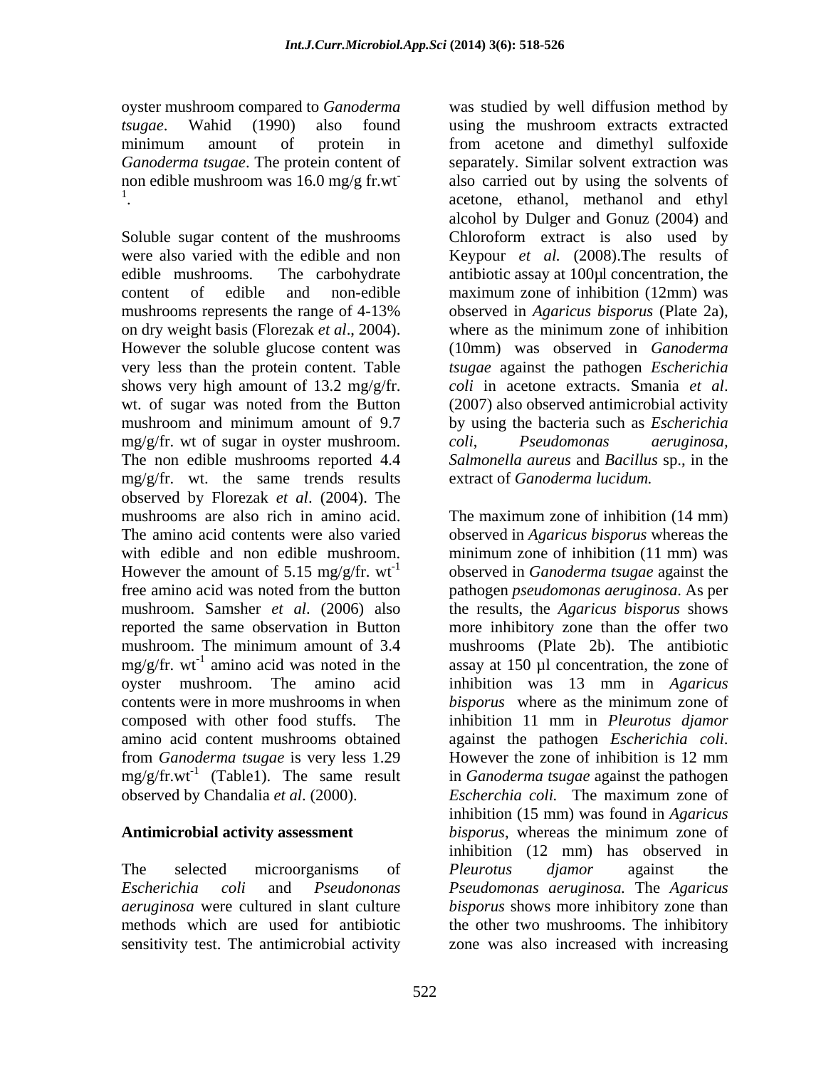oyster mushroom compared to *Ganoderma tsugae*. Wahid (1990) also found minimum amount of protein in *Ganoderma tsugae*. The protein content of non edible mushroom was 16.0 mg/g fr.wt$^{-1}$.

Soluble sugar content of the mushrooms were also varied with the edible and non edible mushrooms. The carbohydrate content of edible and non-edible mushrooms represents the range of 4-13% on dry weight basis (Florezak *et al*., 2004). However the soluble glucose content was very less than the protein content. Table shows very high amount of 13.2 mg/g/fr. wt. of sugar was noted from the Button mushroom and minimum amount of 9.7 mg/g/fr. wt of sugar in oyster mushroom. The non edible mushrooms reported 4.4 mg/g/fr. wt. the same trends results observed by Florezak *et al*. (2004). The mushrooms are also rich in amino acid. The amino acid contents were also varied with edible and non edible mushroom. However the amount of 5.15 mg/g/fr. wt$^{-1}$ free amino acid was noted from the button mushroom. Samsher *et al*. (2006) also reported the same observation in Button mushroom. The minimum amount of 3.4 mg/g/fr. wt$^{-1}$ amino acid was noted in the oyster mushroom. The amino acid contents were in more mushrooms in when composed with other food stuffs. The amino acid content mushrooms obtained from *Ganoderma tsugae* is very less 1.29 mg/g/fr.wt$^{-1}$ (Table1). The same result observed by Chandalia *et al*. (2000).

## Antimicrobial activity assessment

The selected microorganisms of *Escherichia coli* and *Pseudononas aeruginosa* were cultured in slant culture methods which are used for antibiotic sensitivity test. The antimicrobial activity was studied by well diffusion method by using the mushroom extracts extracted from acetone and dimethyl sulfoxide separately. Similar solvent extraction was also carried out by using the solvents of acetone, ethanol, methanol and ethyl alcohol by Dulger and Gonuz (2004) and Chloroform extract is also used by Keypour *et al.* (2008).The results of antibiotic assay at 100µl concentration, the maximum zone of inhibition (12mm) was observed in *Agaricus bisporus* (Plate 2a), where as the minimum zone of inhibition (10mm) was observed in *Ganoderma tsugae* against the pathogen *Escherichia coli* in acetone extracts. Smania *et al*. (2007) also observed antimicrobial activity by using the bacteria such as *Escherichia coli*, *Pseudomonas aeruginosa*, *Salmonella aureus* and *Bacillus* sp., in the extract of *Ganoderma lucidum.*

The maximum zone of inhibition (14 mm) observed in *Agaricus bisporus* whereas the minimum zone of inhibition (11 mm) was observed in *Ganoderma tsugae* against the pathogen *pseudomonas aeruginosa*. As per the results, the *Agaricus bisporus* shows more inhibitory zone than the offer two mushrooms (Plate 2b). The antibiotic assay at 150 µl concentration, the zone of inhibition was 13 mm in *Agaricus bisporus* where as the minimum zone of inhibition 11 mm in *Pleurotus djamor* against the pathogen *Escherichia coli*. However the zone of inhibition is 12 mm in *Ganoderma tsugae* against the pathogen *Escherchia coli.* The maximum zone of inhibition (15 mm) was found in *Agaricus bisporus*, whereas the minimum zone of inhibition (12 mm) has observed in *Pleurotus djamor* against the *Pseudomonas aeruginosa.* The *Agaricus bisporus* shows more inhibitory zone than the other two mushrooms. The inhibitory zone was also increased with increasing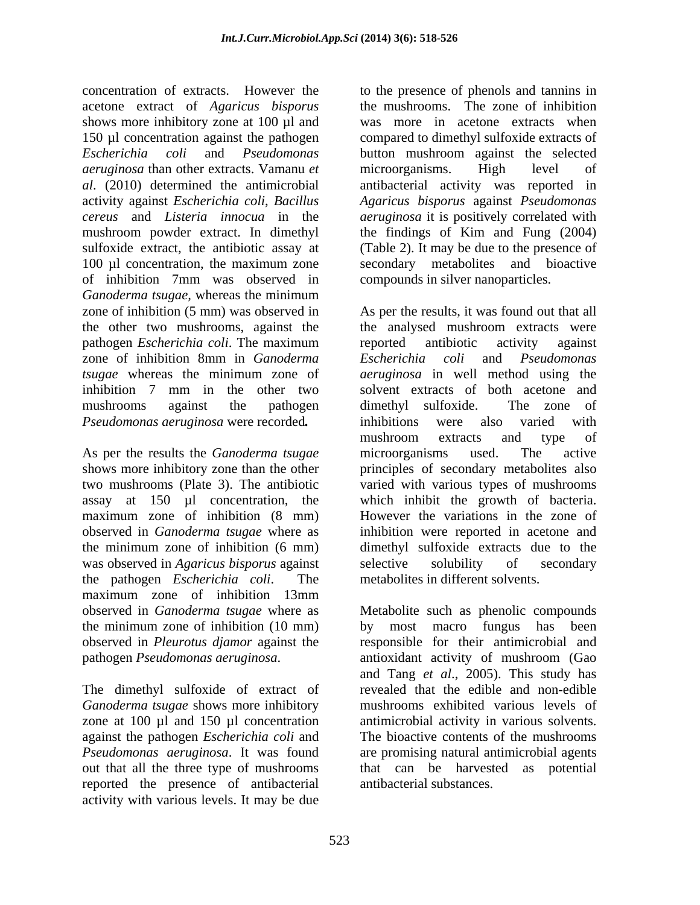concentration of extracts. However the acetone extract of *Agaricus bisporus* shows more inhibitory zone at 100 µl and 150 µl concentration against the pathogen *Escherichia coli* and *Pseudomonas aeruginosa* than other extracts. Vamanu *et al*. (2010) determined the antimicrobial activity against *Escherichia coli*, *Bacillus cereus* and *Listeria innocua* in the mushroom powder extract. In dimethyl sulfoxide extract, the antibiotic assay at 100 µl concentration, the maximum zone of inhibition 7mm was observed in *Ganoderma tsugae,* whereas the minimum zone of inhibition (5 mm) was observed in the other two mushrooms, against the pathogen *Escherichia coli*. The maximum zone of inhibition 8mm in *Ganoderma tsugae* whereas the minimum zone of inhibition 7 mm in the other two mushrooms against the pathogen *Pseudomonas aeruginosa* were recorded**.**

As per the results the *Ganoderma tsugae* shows more inhibitory zone than the other two mushrooms (Plate 3). The antibiotic assay at 150 µl concentration, the maximum zone of inhibition (8 mm) observed in *Ganoderma tsugae* where as the minimum zone of inhibition (6 mm) was observed in *Agaricus bisporus* against the pathogen *Escherichia coli*. The maximum zone of inhibition 13mm observed in *Ganoderma tsugae* where as the minimum zone of inhibition (10 mm) observed in *Pleurotus djamor* against the pathogen *Pseudomonas aeruginosa*.

The dimethyl sulfoxide of extract of *Ganoderma tsugae* shows more inhibitory zone at 100 µl and 150 µl concentration against the pathogen *Escherichia coli* and *Pseudomonas aeruginosa*. It was found out that all the three type of mushrooms reported the presence of antibacterial activity with various levels. It may be due to the presence of phenols and tannins in the mushrooms. The zone of inhibition was more in acetone extracts when compared to dimethyl sulfoxide extracts of button mushroom against the selected microorganisms. High level of antibacterial activity was reported in *Agaricus bisporus* against *Pseudomonas aeruginosa* it is positively correlated with the findings of Kim and Fung (2004) (Table 2). It may be due to the presence of secondary metabolites and bioactive compounds in silver nanoparticles.

As per the results, it was found out that all the analysed mushroom extracts were reported antibiotic activity against *Escherichia coli* and *Pseudomonas aeruginosa* in well method using the solvent extracts of both acetone and dimethyl sulfoxide. The zone of inhibitions were also varied with mushroom extracts and type of microorganisms used. The active principles of secondary metabolites also varied with various types of mushrooms which inhibit the growth of bacteria. However the variations in the zone of inhibition were reported in acetone and dimethyl sulfoxide extracts due to the selective solubility of secondary metabolites in different solvents.

Metabolite such as phenolic compounds by most macro fungus has been responsible for their antimicrobial and antioxidant activity of mushroom (Gao and Tang *et al*., 2005). This study has revealed that the edible and non-edible mushrooms exhibited various levels of antimicrobial activity in various solvents. The bioactive contents of the mushrooms are promising natural antimicrobial agents that can be harvested as potential antibacterial substances.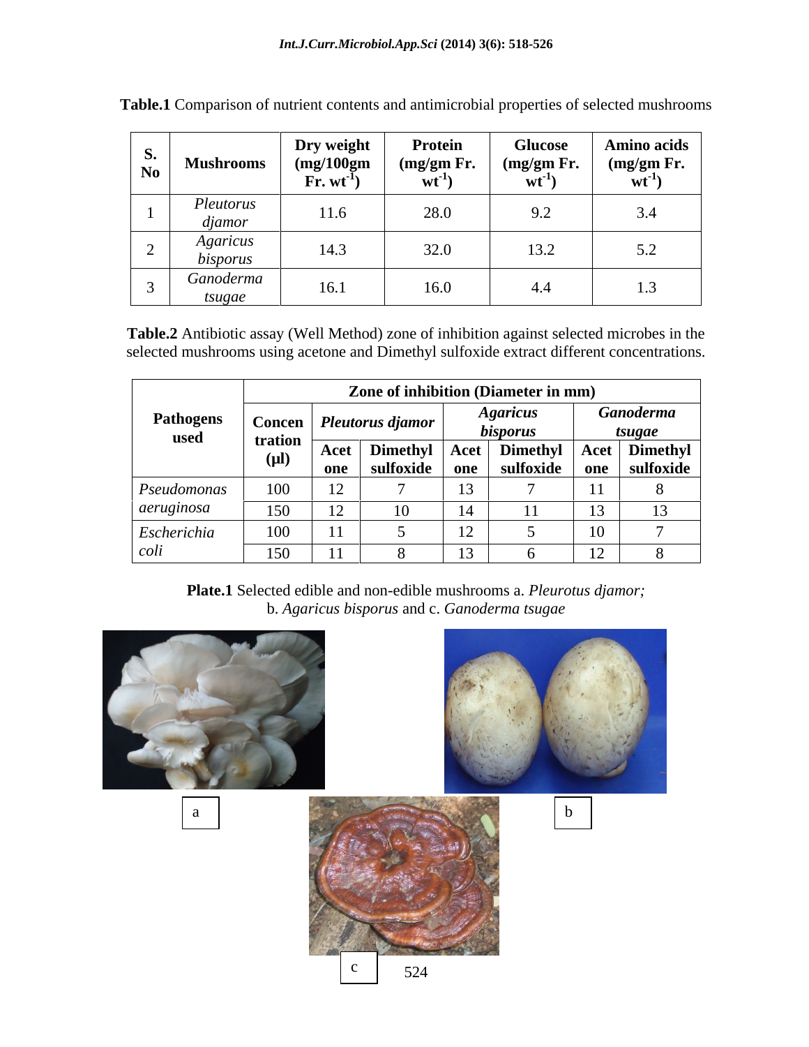**Table.1** Comparison of nutrient contents and antimicrobial properties of selected mushrooms

| S. No | Mushrooms | Dry weight (mg/100gm Fr. wt$^{-1}$) | Protein (mg/gm Fr. wt$^{-1}$) | Glucose (mg/gm Fr. wt$^{-1}$) | Amino acids (mg/gm Fr. wt$^{-1}$) |
|---|---|---|---|---|---|
| 1 | *Pleutorus djamor* | 11.6 | 28.0 | 9.2 | 3.4 |
| 2 | *Agaricus bisporus* | 14.3 | 32.0 | 13.2 | 5.2 |
| 3 | *Ganoderma tsugae* | 16.1 | 16.0 | 4.4 | 1.3 |

**Table.2** Antibiotic assay (Well Method) zone of inhibition against selected microbes in the selected mushrooms using acetone and Dimethyl sulfoxide extract different concentrations.

| Pathogens used | Zone of inhibition (Diameter in mm) | | | | | | |
|---|---|---|---|---|---|---|---|
| | Concentration (µl) | *Pleutorus djamor* | | *Agaricus bisporus* | | *Ganoderma tsugae* | |
| | | Acetone | Dimethyl sulfoxide | Acetone | Dimethyl sulfoxide | Acetone | Dimethyl sulfoxide |
| *Pseudomonas aeruginosa* | 100 | 12 | 7 | 13 | 7 | 11 | 8 |
| | 150 | 12 | 10 | 14 | 11 | 13 | 13 |
| *Escherichia coli* | 100 | 11 | 5 | 12 | 5 | 10 | 7 |
| | 150 | 11 | 8 | 13 | 6 | 12 | 8 |

**Plate.1** Selected edible and non-edible mushrooms a. *Pleutorus djamor;* b. *Agaricus bisporus* and c. *Ganoderma tsugae*

a

b

c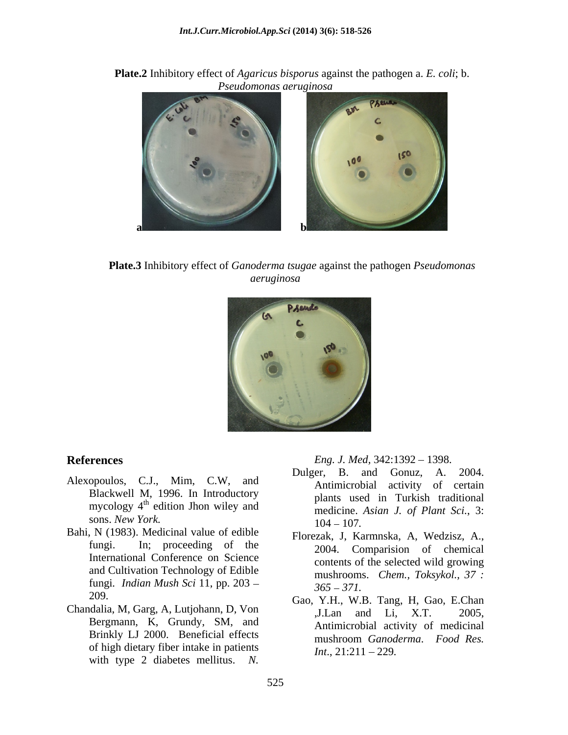**Plate.2** Inhibitory effect of *Agaricus bisporus* against the pathogen a. *E. coli*; b. *Pseudomonas aeruginosa*

**Plate.3** Inhibitory effect of *Ganoderma tsugae* against the pathogen *Pseudomonas aeruginosa*

## References

Alexopoulos, C.J., Mim, C.W, and Blackwell M, 1996. In Introductory mycology 4th edition Jhon wiley and sons. *New York.*

Bahi, N (1983). Medicinal value of edible fungi. In; proceeding of the International Conference on Science and Cultivation Technology of Edible fungi. *Indian Mush Sci* 11, pp. 203 – 209.

Chandalia, M, Garg, A, Lutjohann, D, Von Bergmann, K, Grundy, SM, and Brinkly LJ 2000. Beneficial effects of high dietary fiber intake in patients with type 2 diabetes mellitus. *N. Eng. J. Med,* 342:1392 – 1398.

Dulger, B. and Gonuz, A. 2004. Antimicrobial activity of certain plants used in Turkish traditional medicine. *Asian J. of Plant Sci.*, 3: 104 – 107.

Florezak, J, Karmnska, A, Wedzisz, A., 2004. Comparision of chemical contents of the selected wild growing mushrooms. *Chem., Toksykol., 37 : 365 – 371.*

Gao, Y.H., W.B. Tang, H, Gao, E.Chan ,J.Lan and Li, X.T. 2005, Antimicrobial activity of medicinal mushroom *Ganoderma*. *Food Res. Int*., 21:211 – 229.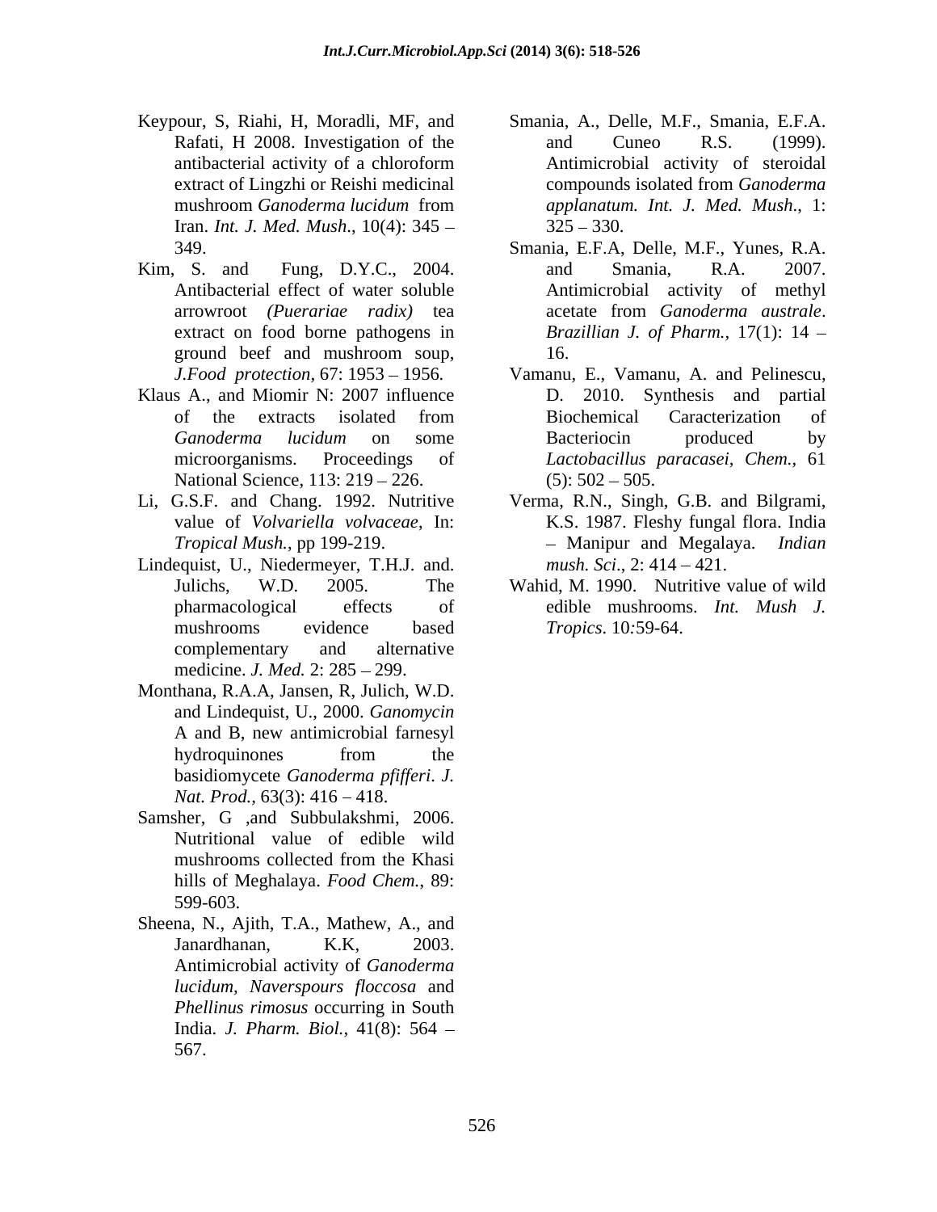Keypour, S, Riahi, H, Moradli, MF, and Rafati, H 2008. Investigation of the antibacterial activity of a chloroform extract of Lingzhi or Reishi medicinal mushroom *Ganoderma lucidum* from Iran. *Int. J. Med. Mush*., 10(4): 345 – 349.

Kim, S. and Fung, D.Y.C., 2004. Antibacterial effect of water soluble arrowroot *(Puerariae radix)* tea extract on food borne pathogens in ground beef and mushroom soup, *J.Food protection*, 67: 1953 – 1956.

Klaus A., and Miomir N: 2007 influence of the extracts isolated from *Ganoderma lucidum* on some microorganisms. Proceedings of National Science, 113: 219 – 226.

Li, G.S.F. and Chang. 1992. Nutritive value of *Volvariella volvaceae*, In: *Tropical Mush.*, pp 199-219.

Lindequist, U., Niedermeyer, T.H.J. and. Julichs, W.D. 2005. The pharmacological effects of mushrooms evidence based complementary and alternative medicine. *J. Med.* 2: 285 – 299.

Monthana, R.A.A, Jansen, R, Julich, W.D. and Lindequist, U., 2000. *Ganomycin* A and B, new antimicrobial farnesyl hydroquinones from the basidiomycete *Ganoderma pfifferi*. *J. Nat. Prod.*, 63(3): 416 – 418.

Samsher, G ,and Subbulakshmi, 2006. Nutritional value of edible wild mushrooms collected from the Khasi hills of Meghalaya. *Food Chem.*, 89: 599-603.

Sheena, N., Ajith, T.A., Mathew, A., and Janardhanan, K.K, 2003. Antimicrobial activity of *Ganoderma lucidum, Naverspours floccosa* and *Phellinus rimosus* occurring in South India. *J. Pharm. Biol.*, 41(8): 564 – 567.

Smania, A., Delle, M.F., Smania, E.F.A. and Cuneo R.S. (1999). Antimicrobial activity of steroidal compounds isolated from *Ganoderma applanatum. Int. J. Med. Mush*., 1: 325 – 330.

Smania, E.F.A, Delle, M.F., Yunes, R.A. and Smania, R.A. 2007. Antimicrobial activity of methyl acetate from *Ganoderma australe*. *Brazillian J. of Pharm.*, 17(1): 14 – 16.

Vamanu, E., Vamanu, A. and Pelinescu, D. 2010. Synthesis and partial Biochemical Caracterization of Bacteriocin produced by *Lactobacillus paracasei*, *Chem.*, 61 (5): 502 – 505.

Verma, R.N., Singh, G.B. and Bilgrami, K.S. 1987. Fleshy fungal flora. India – Manipur and Megalaya. *Indian mush. Sci*., 2: 414 – 421.

Wahid, M. 1990. Nutritive value of wild edible mushrooms. *Int. Mush J. Tropics*. 10:59-64.